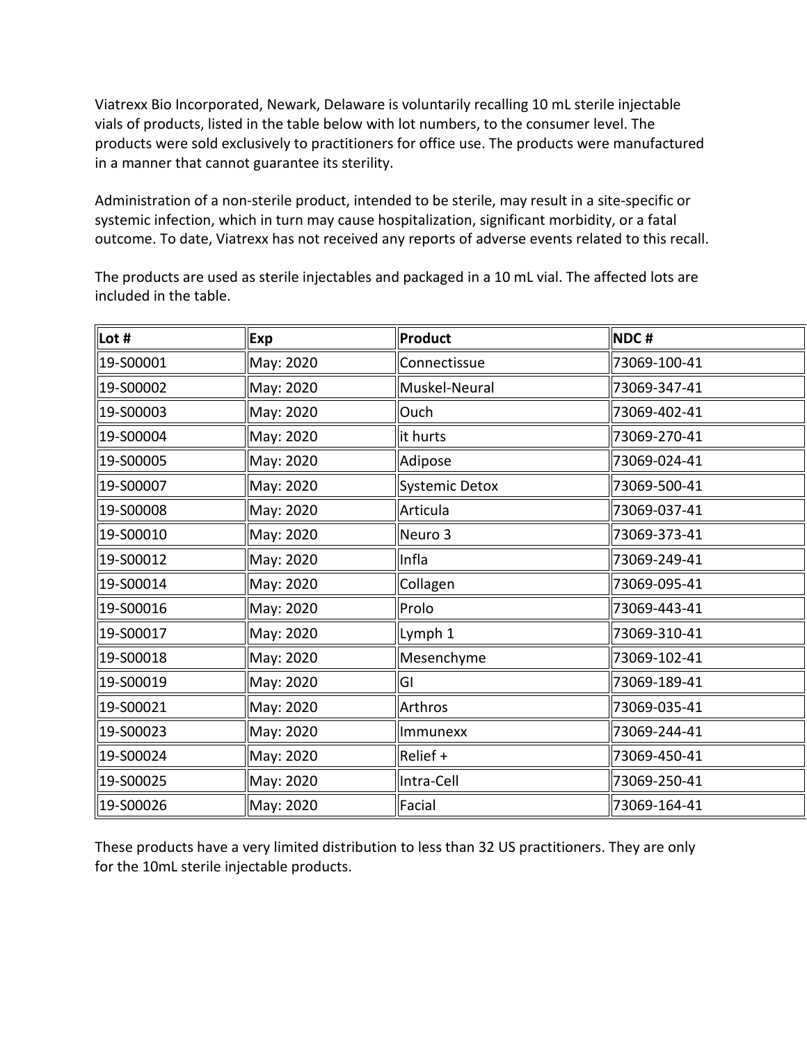Viatrexx Bio Incorporated, Newark, Delaware is voluntarily recalling 10 mL sterile injectable vials of products, listed in the table below with lot numbers, to the consumer level. The products were sold exclusively to practitioners for office use. The products were manufactured in a manner that cannot guarantee its sterility.

Administration of a non-sterile product, intended to be sterile, may result in a site-specific or systemic infection, which in turn may cause hospitalization, significant morbidity, or a fatal outcome. To date, Viatrexx has not received any reports of adverse events related to this recall.

The products are used as sterile injectables and packaged in a 10 mL vial. The affected lots are included in the table.

| Lot # | Exp | Product | NDC # |
|---|---|---|---|
| 19-S00001 | May: 2020 | Connectissue | 73069-100-41 |
| 19-S00002 | May: 2020 | Muskel-Neural | 73069-347-41 |
| 19-S00003 | May: 2020 | Ouch | 73069-402-41 |
| 19-S00004 | May: 2020 | it hurts | 73069-270-41 |
| 19-S00005 | May: 2020 | Adipose | 73069-024-41 |
| 19-S00007 | May: 2020 | Systemic Detox | 73069-500-41 |
| 19-S00008 | May: 2020 | Articula | 73069-037-41 |
| 19-S00010 | May: 2020 | Neuro 3 | 73069-373-41 |
| 19-S00012 | May: 2020 | Infla | 73069-249-41 |
| 19-S00014 | May: 2020 | Collagen | 73069-095-41 |
| 19-S00016 | May: 2020 | Prolo | 73069-443-41 |
| 19-S00017 | May: 2020 | Lymph 1 | 73069-310-41 |
| 19-S00018 | May: 2020 | Mesenchyme | 73069-102-41 |
| 19-S00019 | May: 2020 | GI | 73069-189-41 |
| 19-S00021 | May: 2020 | Arthros | 73069-035-41 |
| 19-S00023 | May: 2020 | Immunexx | 73069-244-41 |
| 19-S00024 | May: 2020 | Relief + | 73069-450-41 |
| 19-S00025 | May: 2020 | Intra-Cell | 73069-250-41 |
| 19-S00026 | May: 2020 | Facial | 73069-164-41 |

These products have a very limited distribution to less than 32 US practitioners. They are only for the 10mL sterile injectable products.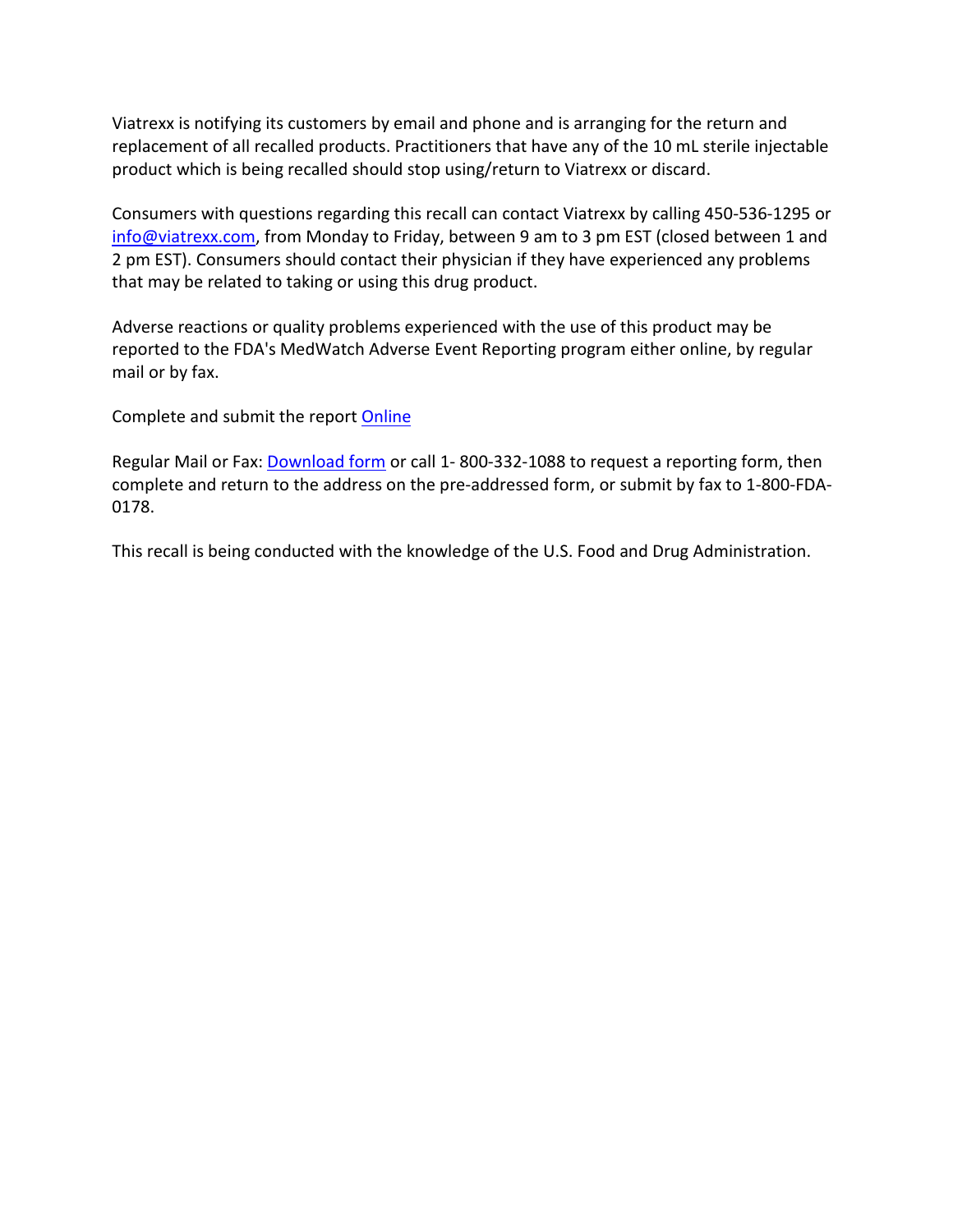Viatrexx is notifying its customers by email and phone and is arranging for the return and replacement of all recalled products. Practitioners that have any of the 10 mL sterile injectable product which is being recalled should stop using/return to Viatrexx or discard.

Consumers with questions regarding this recall can contact Viatrexx by calling 450-536-1295 or info@viatrexx.com, from Monday to Friday, between 9 am to 3 pm EST (closed between 1 and 2 pm EST). Consumers should contact their physician if they have experienced any problems that may be related to taking or using this drug product.

Adverse reactions or quality problems experienced with the use of this product may be reported to the FDA's MedWatch Adverse Event Reporting program either online, by regular mail or by fax.

Complete and submit the report Online

Regular Mail or Fax: Download form or call 1- 800-332-1088 to request a reporting form, then complete and return to the address on the pre-addressed form, or submit by fax to 1-800-FDA-0178.

This recall is being conducted with the knowledge of the U.S. Food and Drug Administration.